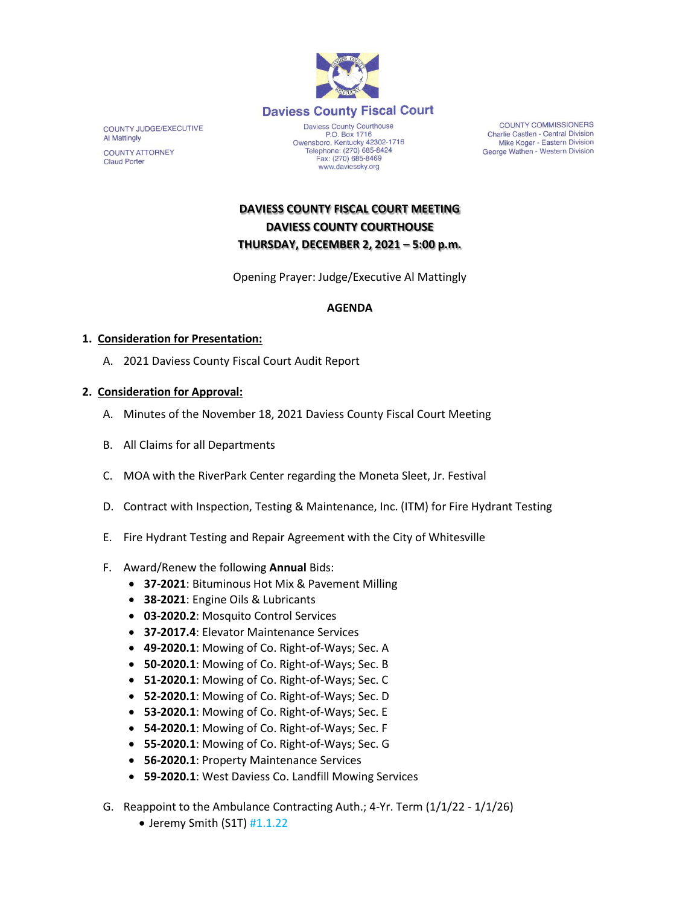# Daviess County Fiscal Court

COUNTY JUDGE/EXECUTIVE
Al Mattingly

COUNTY ATTORNEY
Claud Porter

Daviess County Courthouse
P.O. Box 1716
Owensboro, Kentucky 42302-1716
Telephone: (270) 685-8424
Fax: (270) 685-8469
www.daviessky.org

COUNTY COMMISSIONERS
Charlie Castlen - Central Division
Mike Koger - Eastern Division
George Wathen - Western Division

**DAVIESS COUNTY FISCAL COURT MEETING**
**DAVIESS COUNTY COURTHOUSE**
**THURSDAY, DECEMBER 2, 2021 – 5:00 p.m.**

Opening Prayer: Judge/Executive Al Mattingly

**AGENDA**

1. **Consideration for Presentation:**
   A. 2021 Daviess County Fiscal Court Audit Report

2. **Consideration for Approval:**
   A. Minutes of the November 18, 2021 Daviess County Fiscal Court Meeting

   B. All Claims for all Departments

   C. MOA with the RiverPark Center regarding the Moneta Sleet, Jr. Festival

   D. Contract with Inspection, Testing & Maintenance, Inc. (ITM) for Fire Hydrant Testing

   E. Fire Hydrant Testing and Repair Agreement with the City of Whitesville

   F. Award/Renew the following **Annual** Bids:
      - **37-2021**: Bituminous Hot Mix & Pavement Milling
      - **38-2021**: Engine Oils & Lubricants
      - **03-2020.2**: Mosquito Control Services
      - **37-2017.4**: Elevator Maintenance Services
      - **49-2020.1**: Mowing of Co. Right-of-Ways; Sec. A
      - **50-2020.1**: Mowing of Co. Right-of-Ways; Sec. B
      - **51-2020.1**: Mowing of Co. Right-of-Ways; Sec. C
      - **52-2020.1**: Mowing of Co. Right-of-Ways; Sec. D
      - **53-2020.1**: Mowing of Co. Right-of-Ways; Sec. E
      - **54-2020.1**: Mowing of Co. Right-of-Ways; Sec. F
      - **55-2020.1**: Mowing of Co. Right-of-Ways; Sec. G
      - **56-2020.1**: Property Maintenance Services
      - **59-2020.1**: West Daviess Co. Landfill Mowing Services

   G. Reappoint to the Ambulance Contracting Auth.; 4-Yr. Term (1/1/22 - 1/1/26)
      - Jeremy Smith (S1T) #1.1.22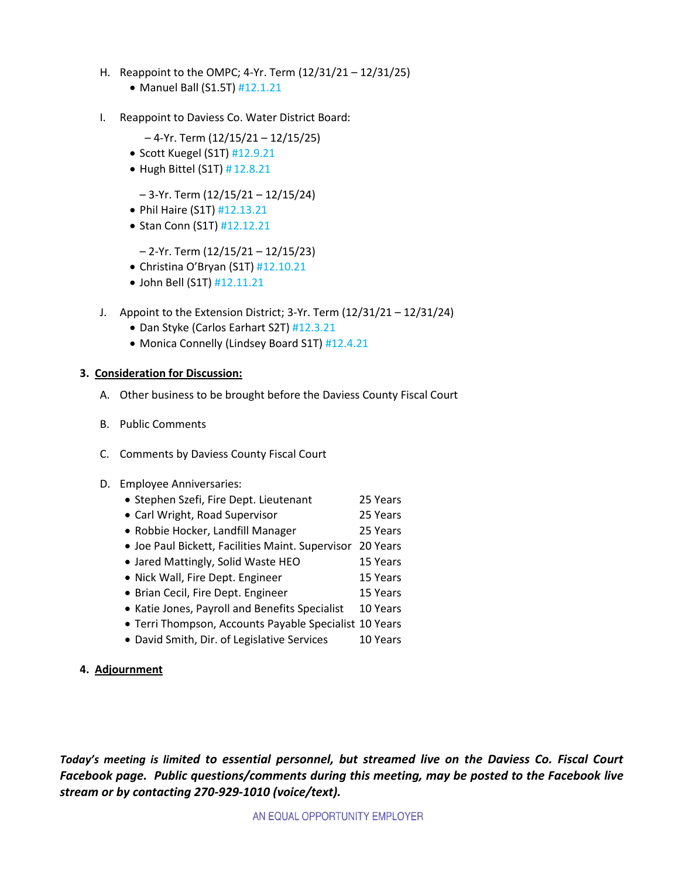H. Reappoint to the OMPC; 4-Yr. Term (12/31/21 – 12/31/25)
   - Manuel Ball (S1.5T) #12.1.21

I. Reappoint to Daviess Co. Water District Board:

   – 4-Yr. Term (12/15/21 – 12/15/25)
   - Scott Kuegel (S1T) #12.9.21
   - Hugh Bittel (S1T) # 12.8.21

   – 3-Yr. Term (12/15/21 – 12/15/24)
   - Phil Haire (S1T) #12.13.21
   - Stan Conn (S1T) #12.12.21

   – 2-Yr. Term (12/15/21 – 12/15/23)
   - Christina O'Bryan (S1T) #12.10.21
   - John Bell (S1T) #12.11.21

J. Appoint to the Extension District; 3-Yr. Term (12/31/21 – 12/31/24)
   - Dan Styke (Carlos Earhart S2T) #12.3.21
   - Monica Connelly (Lindsey Board S1T) #12.4.21

**3. Consideration for Discussion:**

A. Other business to be brought before the Daviess County Fiscal Court

B. Public Comments

C. Comments by Daviess County Fiscal Court

D. Employee Anniversaries:

| | |
|---|---|
| • Stephen Szefi, Fire Dept. Lieutenant | 25 Years |
| • Carl Wright, Road Supervisor | 25 Years |
| • Robbie Hocker, Landfill Manager | 25 Years |
| • Joe Paul Bickett, Facilities Maint. Supervisor | 20 Years |
| • Jared Mattingly, Solid Waste HEO | 15 Years |
| • Nick Wall, Fire Dept. Engineer | 15 Years |
| • Brian Cecil, Fire Dept. Engineer | 15 Years |
| • Katie Jones, Payroll and Benefits Specialist | 10 Years |
| • Terri Thompson, Accounts Payable Specialist | 10 Years |
| • David Smith, Dir. of Legislative Services | 10 Years |

**4. Adjournment**

***Today's meeting is limited to essential personnel, but streamed live on the Daviess Co. Fiscal Court Facebook page. Public questions/comments during this meeting, may be posted to the Facebook live stream or by contacting 270-929-1010 (voice/text).***

AN EQUAL OPPORTUNITY EMPLOYER